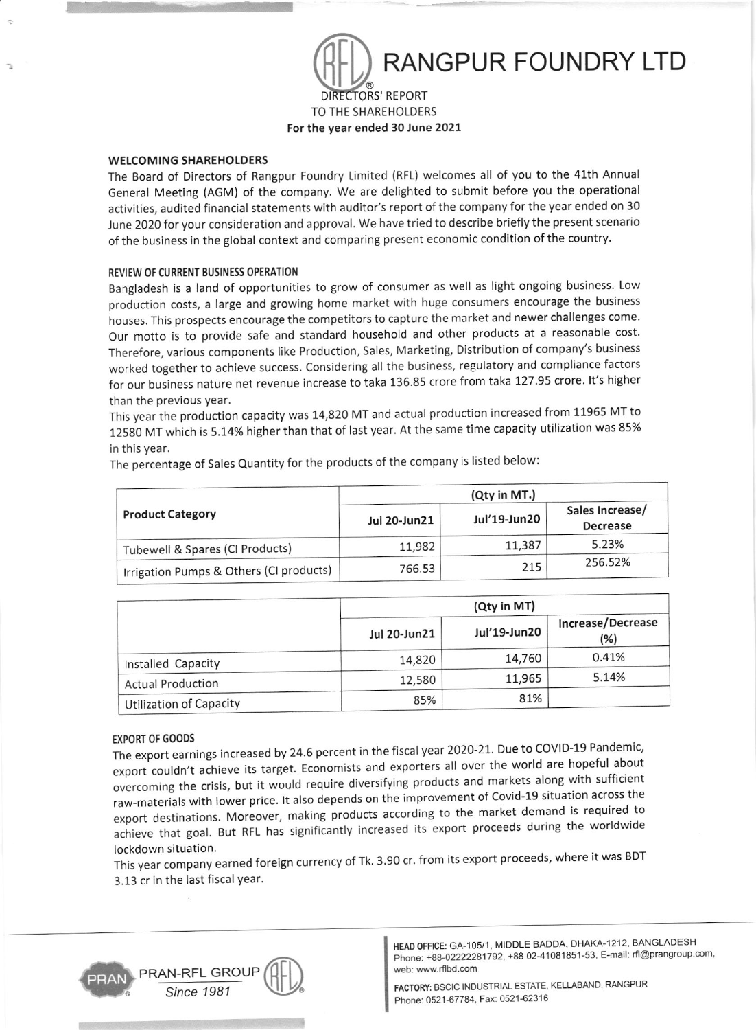# RANGPUR FOUNDRY LTD

DIRECTORS' REPORT
TO THE SHAREHOLDERS
**For the year ended 30 June 2021**

## WELCOMING SHAREHOLDERS

The Board of Directors of Rangpur Foundry Limited (RFL) welcomes all of you to the 41th Annual General Meeting (AGM) of the company. We are delighted to submit before you the operational activities, audited financial statements with auditor's report of the company for the year ended on 30 June 2020 for your consideration and approval. We have tried to describe briefly the present scenario of the business in the global context and comparing present economic condition of the country.

## REVIEW OF CURRENT BUSINESS OPERATION

Bangladesh is a land of opportunities to grow of consumer as well as light ongoing business. Low production costs, a large and growing home market with huge consumers encourage the business houses. This prospects encourage the competitors to capture the market and newer challenges come. Our motto is to provide safe and standard household and other products at a reasonable cost. Therefore, various components like Production, Sales, Marketing, Distribution of company's business worked together to achieve success. Considering all the business, regulatory and compliance factors for our business nature net revenue increase to taka 136.85 crore from taka 127.95 crore. It's higher than the previous year.

This year the production capacity was 14,820 MT and actual production increased from 11965 MT to 12580 MT which is 5.14% higher than that of last year. At the same time capacity utilization was 85% in this year.

The percentage of Sales Quantity for the products of the company is listed below:

| Product Category | (Qty in MT.) | | |
|---|---|---|---|
| | Jul 20-Jun21 | Jul'19-Jun20 | Sales Increase/ Decrease |
| Tubewell & Spares (CI Products) | 11,982 | 11,387 | 5.23% |
| Irrigation Pumps & Others (CI products) | 766.53 | 215 | 256.52% |

| | (Qty in MT) | | |
|---|---|---|---|
| | Jul 20-Jun21 | Jul'19-Jun20 | Increase/Decrease (%) |
| Installed Capacity | 14,820 | 14,760 | 0.41% |
| Actual Production | 12,580 | 11,965 | 5.14% |
| Utilization of Capacity | 85% | 81% | |

## EXPORT OF GOODS

The export earnings increased by 24.6 percent in the fiscal year 2020-21. Due to COVID-19 Pandemic, export couldn't achieve its target. Economists and exporters all over the world are hopeful about overcoming the crisis, but it would require diversifying products and markets along with sufficient raw-materials with lower price. It also depends on the improvement of Covid-19 situation across the export destinations. Moreover, making products according to the market demand is required to achieve that goal. But RFL has significantly increased its export proceeds during the worldwide lockdown situation.

This year company earned foreign currency of Tk. 3.90 cr. from its export proceeds, where it was BDT 3.13 cr in the last fiscal year.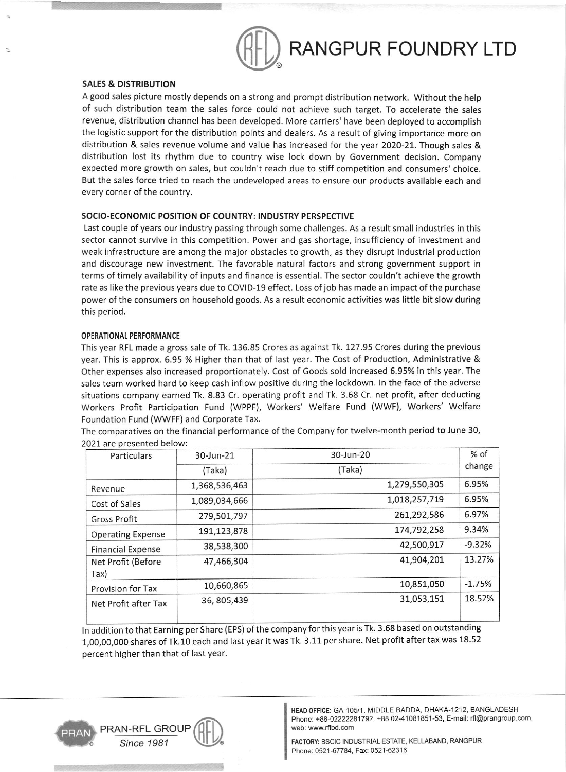# RANGPUR FOUNDRY LTD

### SALES & DISTRIBUTION

A good sales picture mostly depends on a strong and prompt distribution network. Without the help of such distribution team the sales force could not achieve such target. To accelerate the sales revenue, distribution channel has been developed. More carriers' have been deployed to accomplish the logistic support for the distribution points and dealers. As a result of giving importance more on distribution & sales revenue volume and value has increased for the year 2020-21. Though sales & distribution lost its rhythm due to country wise lock down by Government decision. Company expected more growth on sales, but couldn't reach due to stiff competition and consumers' choice. But the sales force tried to reach the undeveloped areas to ensure our products available each and every corner of the country.

### SOCIO-ECONOMIC POSITION OF COUNTRY: INDUSTRY PERSPECTIVE

Last couple of years our industry passing through some challenges. As a result small industries in this sector cannot survive in this competition. Power and gas shortage, insufficiency of investment and weak infrastructure are among the major obstacles to growth, as they disrupt industrial production and discourage new investment. The favorable natural factors and strong government support in terms of timely availability of inputs and finance is essential. The sector couldn't achieve the growth rate as like the previous years due to COVID-19 effect. Loss of job has made an impact of the purchase power of the consumers on household goods. As a result economic activities was little bit slow during this period.

### OPERATIONAL PERFORMANCE

This year RFL made a gross sale of Tk. 136.85 Crores as against Tk. 127.95 Crores during the previous year. This is approx. 6.95 % Higher than that of last year. The Cost of Production, Administrative & Other expenses also increased proportionately. Cost of Goods sold increased 6.95% in this year. The sales team worked hard to keep cash inflow positive during the lockdown. In the face of the adverse situations company earned Tk. 8.83 Cr. operating profit and Tk. 3.68 Cr. net profit, after deducting Workers Profit Participation Fund (WPPF), Workers' Welfare Fund (WWF), Workers' Welfare Foundation Fund (WWFF) and Corporate Tax.

The comparatives on the financial performance of the Company for twelve-month period to June 30, 2021 are presented below:

| Particulars | 30-Jun-21 (Taka) | 30-Jun-20 (Taka) | % of change |
|---|---|---|---|
| Revenue | 1,368,536,463 | 1,279,550,305 | 6.95% |
| Cost of Sales | 1,089,034,666 | 1,018,257,719 | 6.95% |
| Gross Profit | 279,501,797 | 261,292,586 | 6.97% |
| Operating Expense | 191,123,878 | 174,792,258 | 9.34% |
| Financial Expense | 38,538,300 | 42,500,917 | -9.32% |
| Net Profit (Before Tax) | 47,466,304 | 41,904,201 | 13.27% |
| Provision for Tax | 10,660,865 | 10,851,050 | -1.75% |
| Net Profit after Tax | 36, 805,439 | 31,053,151 | 18.52% |

In addition to that Earning per Share (EPS) of the company for this year is Tk. 3.68 based on outstanding 1,00,00,000 shares of Tk.10 each and last year it was Tk. 3.11 per share. Net profit after tax was 18.52 percent higher than that of last year.

PRAN-RFL GROUP Since 1981

HEAD OFFICE: GA-105/1, MIDDLE BADDA, DHAKA-1212, BANGLADESH
Phone: +88-02222281792, +88 02-41081851-53, E-mail: rfl@prangroup.com, web: www.rflbd.com

FACTORY: BSCIC INDUSTRIAL ESTATE, KELLABAND, RANGPUR
Phone: 0521-67784, Fax: 0521-62316